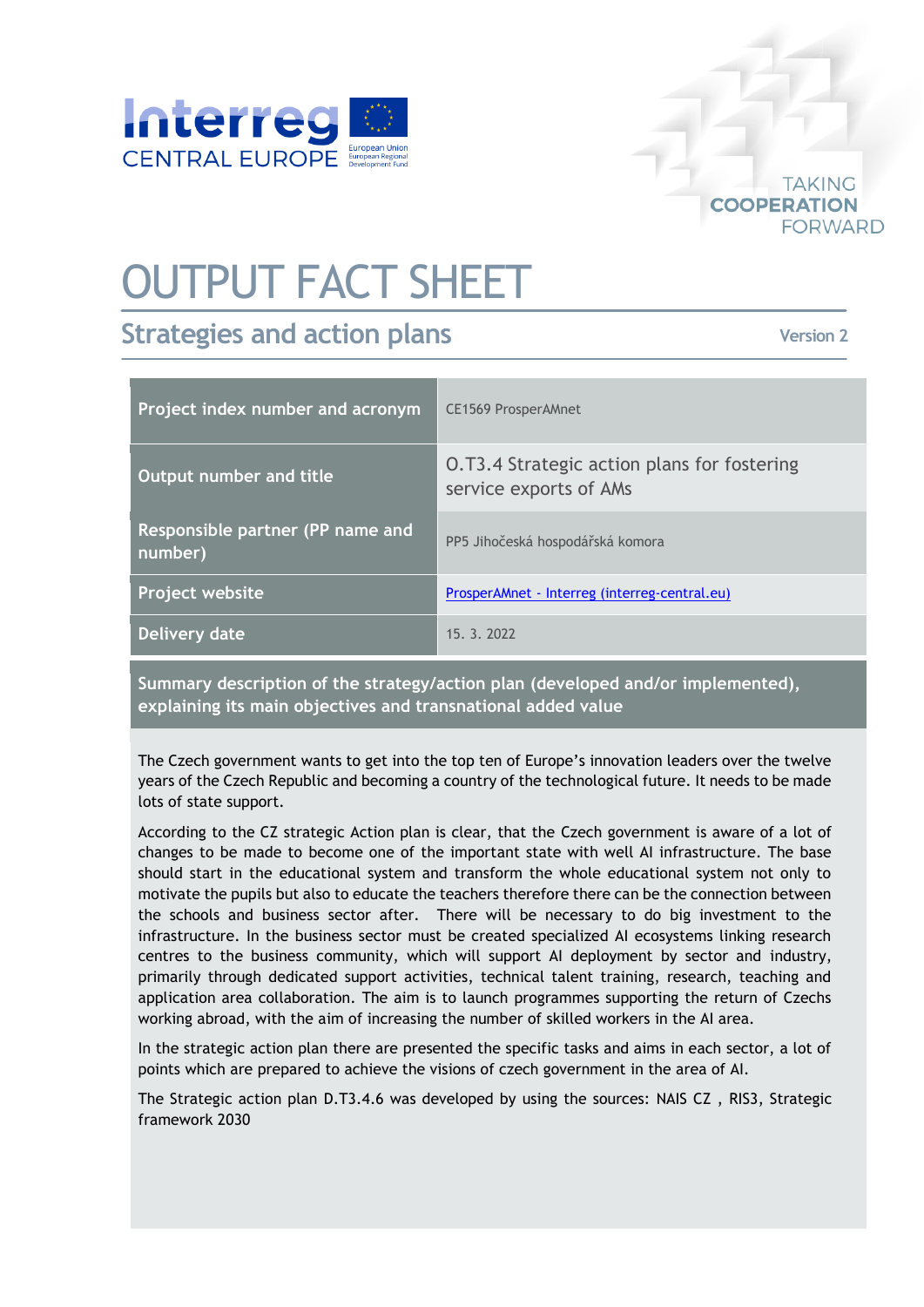Interreg CENTRAL EUROPE

European Union
European Regional Development Fund

TAKING COOPERATION FORWARD

# OUTPUT FACT SHEET

## Strategies and action plans

Version 2

| Project index number and acronym | CE1569 ProsperAMnet |
|---|---|
| Output number and title | O.T3.4 Strategic action plans for fostering service exports of AMs |
| Responsible partner (PP name and number) | PP5 Jihočeská hospodářská komora |
| Project website | [ProsperAMnet - Interreg (interreg-central.eu)](interreg-central.eu) |
| Delivery date | 15. 3. 2022 |

**Summary description of the strategy/action plan (developed and/or implemented), explaining its main objectives and transnational added value**

The Czech government wants to get into the top ten of Europe's innovation leaders over the twelve years of the Czech Republic and becoming a country of the technological future. It needs to be made lots of state support.

According to the CZ strategic Action plan is clear, that the Czech government is aware of a lot of changes to be made to become one of the important state with well AI infrastructure. The base should start in the educational system and transform the whole educational system not only to motivate the pupils but also to educate the teachers therefore there can be the connection between the schools and business sector after. There will be necessary to do big investment to the infrastructure. In the business sector must be created specialized AI ecosystems linking research centres to the business community, which will support AI deployment by sector and industry, primarily through dedicated support activities, technical talent training, research, teaching and application area collaboration. The aim is to launch programmes supporting the return of Czechs working abroad, with the aim of increasing the number of skilled workers in the AI area.

In the strategic action plan there are presented the specific tasks and aims in each sector, a lot of points which are prepared to achieve the visions of czech government in the area of AI.

The Strategic action plan D.T3.4.6 was developed by using the sources: NAIS CZ , RIS3, Strategic framework 2030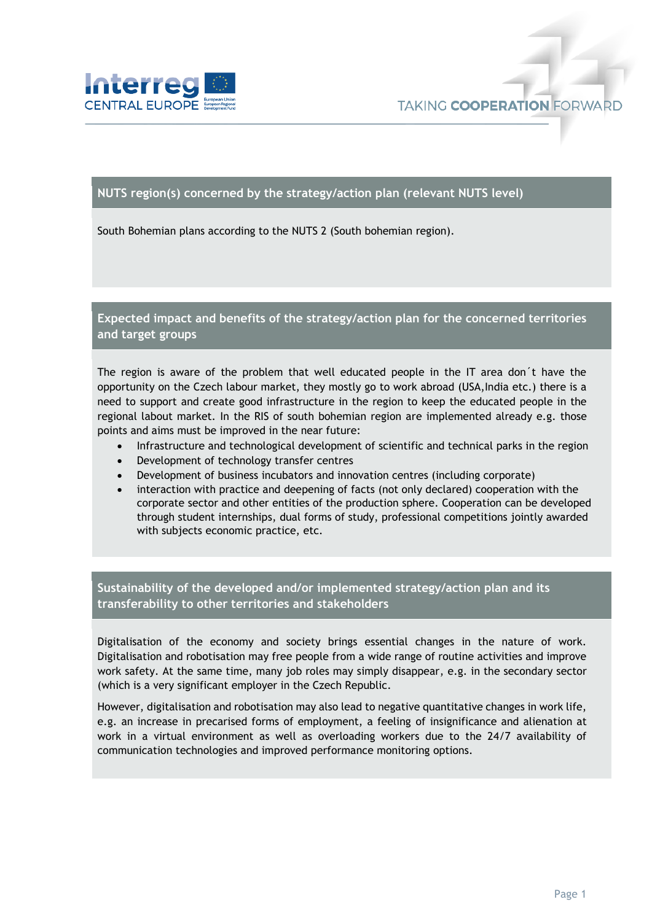## NUTS region(s) concerned by the strategy/action plan (relevant NUTS level)

South Bohemian plans according to the NUTS 2 (South bohemian region).

## Expected impact and benefits of the strategy/action plan for the concerned territories and target groups

The region is aware of the problem that well educated people in the IT area don´t have the opportunity on the Czech labour market, they mostly go to work abroad (USA,India etc.) there is a need to support and create good infrastructure in the region to keep the educated people in the regional labout market. In the RIS of south bohemian region are implemented already e.g. those points and aims must be improved in the near future:

- Infrastructure and technological development of scientific and technical parks in the region
- Development of technology transfer centres
- Development of business incubators and innovation centres (including corporate)
- interaction with practice and deepening of facts (not only declared) cooperation with the corporate sector and other entities of the production sphere. Cooperation can be developed through student internships, dual forms of study, professional competitions jointly awarded with subjects economic practice, etc.

## Sustainability of the developed and/or implemented strategy/action plan and its transferability to other territories and stakeholders

Digitalisation of the economy and society brings essential changes in the nature of work. Digitalisation and robotisation may free people from a wide range of routine activities and improve work safety. At the same time, many job roles may simply disappear, e.g. in the secondary sector (which is a very significant employer in the Czech Republic.

However, digitalisation and robotisation may also lead to negative quantitative changes in work life, e.g. an increase in precarised forms of employment, a feeling of insignificance and alienation at work in a virtual environment as well as overloading workers due to the 24/7 availability of communication technologies and improved performance monitoring options.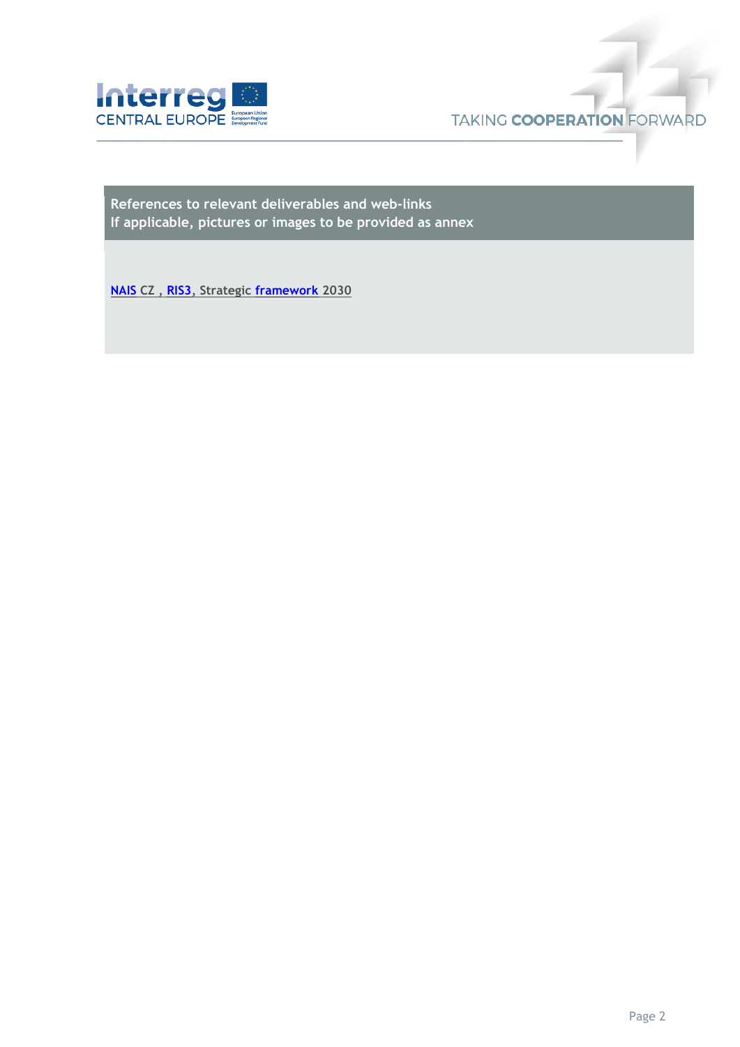| References to relevant deliverables and web-links<br>If applicable, pictures or images to be provided as annex |
| --- |
| NAIS CZ , RIS3, Strategic framework 2030 |